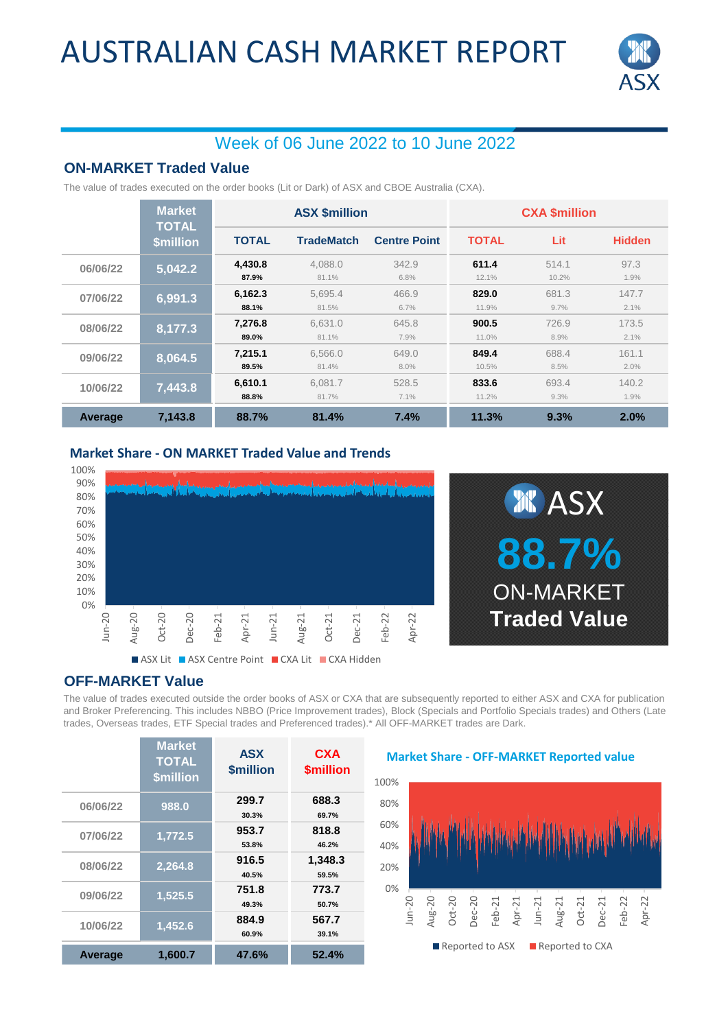# AUSTRALIAN CASH MARKET REPORT

## Week of 06 June 2022 to 10 June 2022

### ON-MARKET Traded Value

The value of trades executed on the order books (Lit or Dark) of ASX and CBOE Australia (CXA).

| | Market TOTAL $million | ASX $million | | | CXA $million | | |
|---|---|---|---|---|---|---|---|
| | | TOTAL | TradeMatch | Centre Point | TOTAL | Lit | Hidden |
| 06/06/22 | 5,042.2 | 4,430.8<br>87.9% | 4,088.0<br>81.1% | 342.9<br>6.8% | 611.4<br>12.1% | 514.1<br>10.2% | 97.3<br>1.9% |
| 07/06/22 | 6,991.3 | 6,162.3<br>88.1% | 5,695.4<br>81.5% | 466.9<br>6.7% | 829.0<br>11.9% | 681.3<br>9.7% | 147.7<br>2.1% |
| 08/06/22 | 8,177.3 | 7,276.8<br>89.0% | 6,631.0<br>81.1% | 645.8<br>7.9% | 900.5<br>11.0% | 726.9<br>8.9% | 173.5<br>2.1% |
| 09/06/22 | 8,064.5 | 7,215.1<br>89.5% | 6,566.0<br>81.4% | 649.0<br>8.0% | 849.4<br>10.5% | 688.4<br>8.5% | 161.1<br>2.0% |
| 10/06/22 | 7,443.8 | 6,610.1<br>88.8% | 6,081.7<br>81.7% | 528.5<br>7.1% | 833.6<br>11.2% | 693.4<br>9.3% | 140.2<br>1.9% |
| **Average** | **7,143.8** | **88.7%** | **81.4%** | **7.4%** | **11.3%** | **9.3%** | **2.0%** |

### Market Share - ON MARKET Traded Value and Trends

ASX Lit | ASX Centre Point | CXA Lit | CXA Hidden

ASX **88.7%** ON-MARKET **Traded Value**

### OFF-MARKET Value

The value of trades executed outside the order books of ASX or CXA that are subsequently reported to either ASX and CXA for publication and Broker Preferencing. This includes NBBO (Price Improvement trades), Block (Specials and Portfolio Specials trades) and Others (Late trades, Overseas trades, ETF Special trades and Preferenced trades).* All OFF-MARKET trades are Dark.

| | Market TOTAL $million | ASX $million | CXA $million |
|---|---|---|---|
| 06/06/22 | 988.0 | 299.7<br>30.3% | 688.3<br>69.7% |
| 07/06/22 | 1,772.5 | 953.7<br>53.8% | 818.8<br>46.2% |
| 08/06/22 | 2,264.8 | 916.5<br>40.5% | 1,348.3<br>59.5% |
| 09/06/22 | 1,525.5 | 751.8<br>49.3% | 773.7<br>50.7% |
| 10/06/22 | 1,452.6 | 884.9<br>60.9% | 567.7<br>39.1% |
| **Average** | **1,600.7** | **47.6%** | **52.4%** |

### Market Share - OFF-MARKET Reported value

Reported to ASX | Reported to CXA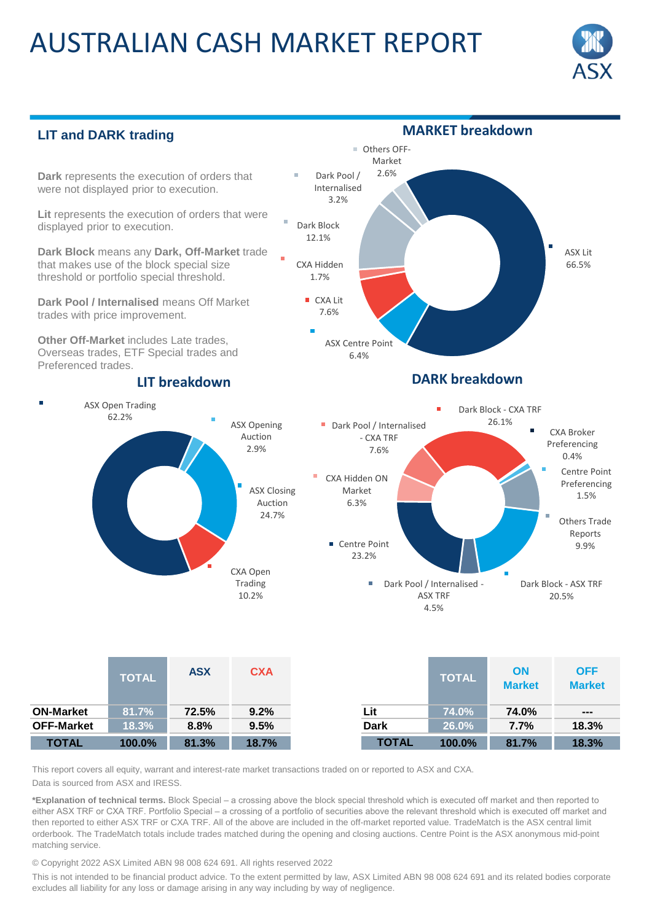# AUSTRALIAN CASH MARKET REPORT

ASX

## LIT and DARK trading

**Dark** represents the execution of orders that were not displayed prior to execution.

**Lit** represents the execution of orders that were displayed prior to execution.

**Dark Block** means any **Dark, Off-Market** trade that makes use of the block special size threshold or portfolio special threshold.

**Dark Pool / Internalised** means Off Market trades with price improvement.

**Other Off-Market** includes Late trades, Overseas trades, ETF Special trades and Preferenced trades.

## MARKET breakdown

Others OFF-Market 2.6%
Dark Pool / Internalised 3.2%
Dark Block 12.1%
CXA Hidden 1.7%
CXA Lit 7.6%
ASX Centre Point 6.4%
ASX Lit 66.5%

## LIT breakdown

ASX Open Trading 62.2%
ASX Opening Auction 2.9%
ASX Closing Auction 24.7%
CXA Open Trading 10.2%

## DARK breakdown

Dark Block - CXA TRF 26.1%
Dark Pool / Internalised - CXA TRF 7.6%
CXA Broker Preferencing 0.4%
Centre Point Preferencing 1.5%
CXA Hidden ON Market 6.3%
Others Trade Reports 9.9%
Centre Point 23.2%
Dark Pool / Internalised - ASX TRF 4.5%
Dark Block - ASX TRF 20.5%

| | TOTAL | ASX | CXA |
|---|---|---|---|
| **ON-Market** | 81.7% | 72.5% | 9.2% |
| **OFF-Market** | 18.3% | 8.8% | 9.5% |
| **TOTAL** | 100.0% | 81.3% | 18.7% |

| | TOTAL | ON Market | OFF Market |
|---|---|---|---|
| **Lit** | 74.0% | 74.0% | --- |
| **Dark** | 26.0% | 7.7% | 18.3% |
| **TOTAL** | 100.0% | 81.7% | 18.3% |

This report covers all equity, warrant and interest-rate market transactions traded on or reported to ASX and CXA.
Data is sourced from ASX and IRESS.

***Explanation of technical terms.** Block Special – a crossing above the block special threshold which is executed off market and then reported to either ASX TRF or CXA TRF. Portfolio Special – a crossing of a portfolio of securities above the relevant threshold which is executed off market and then reported to either ASX TRF or CXA TRF. All of the above are included in the off-market reported value. TradeMatch is the ASX central limit orderbook. The TradeMatch totals include trades matched during the opening and closing auctions. Centre Point is the ASX anonymous mid-point matching service.

© Copyright 2022 ASX Limited ABN 98 008 624 691. All rights reserved 2022

This is not intended to be financial product advice. To the extent permitted by law, ASX Limited ABN 98 008 624 691 and its related bodies corporate excludes all liability for any loss or damage arising in any way including by way of negligence.